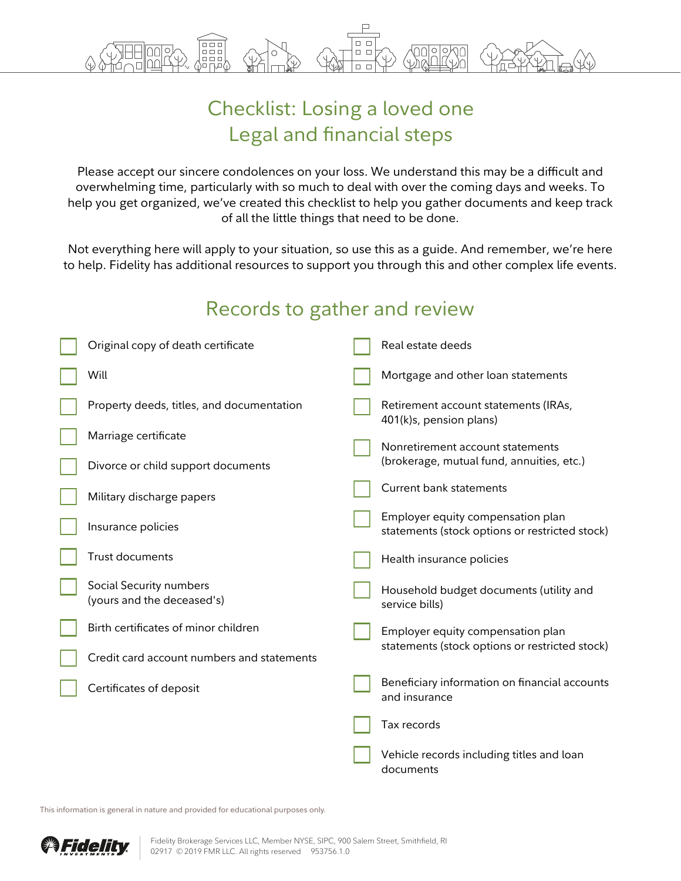# Checklist: Losing a loved one
# Legal and financial steps

Please accept our sincere condolences on your loss. We understand this may be a difficult and overwhelming time, particularly with so much to deal with over the coming days and weeks. To help you get organized, we've created this checklist to help you gather documents and keep track of all the little things that need to be done.

Not everything here will apply to your situation, so use this as a guide. And remember, we're here to help. Fidelity has additional resources to support you through this and other complex life events.

## Records to gather and review

- [ ] Original copy of death certificate
- [ ] Will
- [ ] Property deeds, titles, and documentation
- [ ] Marriage certificate
- [ ] Divorce or child support documents
- [ ] Military discharge papers
- [ ] Insurance policies
- [ ] Trust documents
- [ ] Social Security numbers (yours and the deceased's)
- [ ] Birth certificates of minor children
- [ ] Credit card account numbers and statements
- [ ] Certificates of deposit
- [ ] Real estate deeds
- [ ] Mortgage and other loan statements
- [ ] Retirement account statements (IRAs, 401(k)s, pension plans)
- [ ] Nonretirement account statements (brokerage, mutual fund, annuities, etc.)
- [ ] Current bank statements
- [ ] Employer equity compensation plan statements (stock options or restricted stock)
- [ ] Health insurance policies
- [ ] Household budget documents (utility and service bills)
- [ ] Employer equity compensation plan statements (stock options or restricted stock)
- [ ] Beneficiary information on financial accounts and insurance
- [ ] Tax records
- [ ] Vehicle records including titles and loan documents

This information is general in nature and provided for educational purposes only.

Fidelity Brokerage Services LLC, Member NYSE, SIPC, 900 Salem Street, Smithfield, RI 02917 © 2019 FMR LLC. All rights reserved 953756.1.0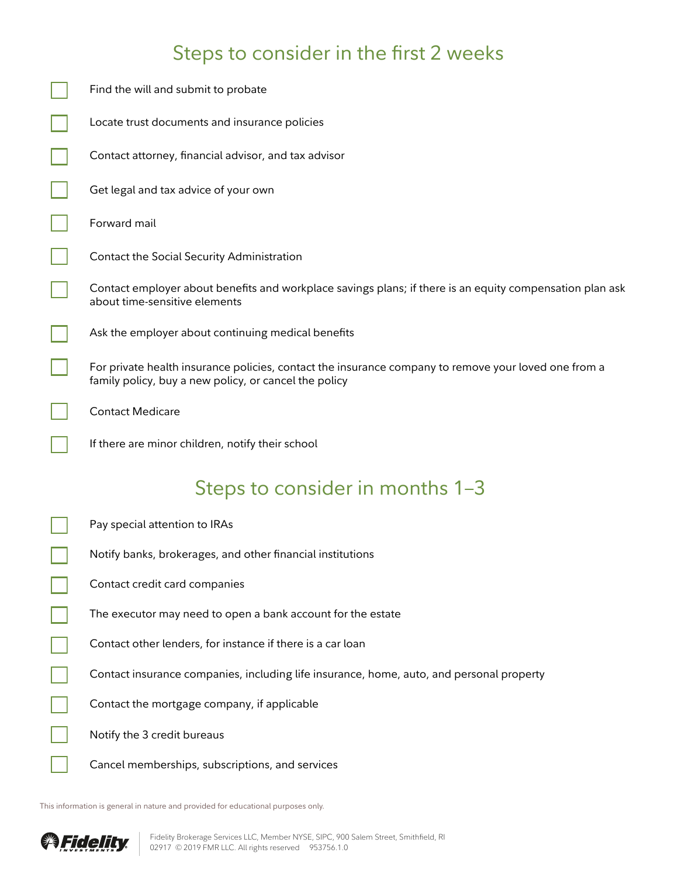## Steps to consider in the first 2 weeks

- [ ] Find the will and submit to probate
- [ ] Locate trust documents and insurance policies
- [ ] Contact attorney, financial advisor, and tax advisor
- [ ] Get legal and tax advice of your own
- [ ] Forward mail
- [ ] Contact the Social Security Administration
- [ ] Contact employer about benefits and workplace savings plans; if there is an equity compensation plan ask about time-sensitive elements
- [ ] Ask the employer about continuing medical benefits
- [ ] For private health insurance policies, contact the insurance company to remove your loved one from a family policy, buy a new policy, or cancel the policy
- [ ] Contact Medicare
- [ ] If there are minor children, notify their school

## Steps to consider in months 1–3

- [ ] Pay special attention to IRAs
- [ ] Notify banks, brokerages, and other financial institutions
- [ ] Contact credit card companies
- [ ] The executor may need to open a bank account for the estate
- [ ] Contact other lenders, for instance if there is a car loan
- [ ] Contact insurance companies, including life insurance, home, auto, and personal property
- [ ] Contact the mortgage company, if applicable
- [ ] Notify the 3 credit bureaus
- [ ] Cancel memberships, subscriptions, and services

This information is general in nature and provided for educational purposes only.

Fidelity Brokerage Services LLC, Member NYSE, SIPC, 900 Salem Street, Smithfield, RI 02917 © 2019 FMR LLC. All rights reserved 953756.1.0